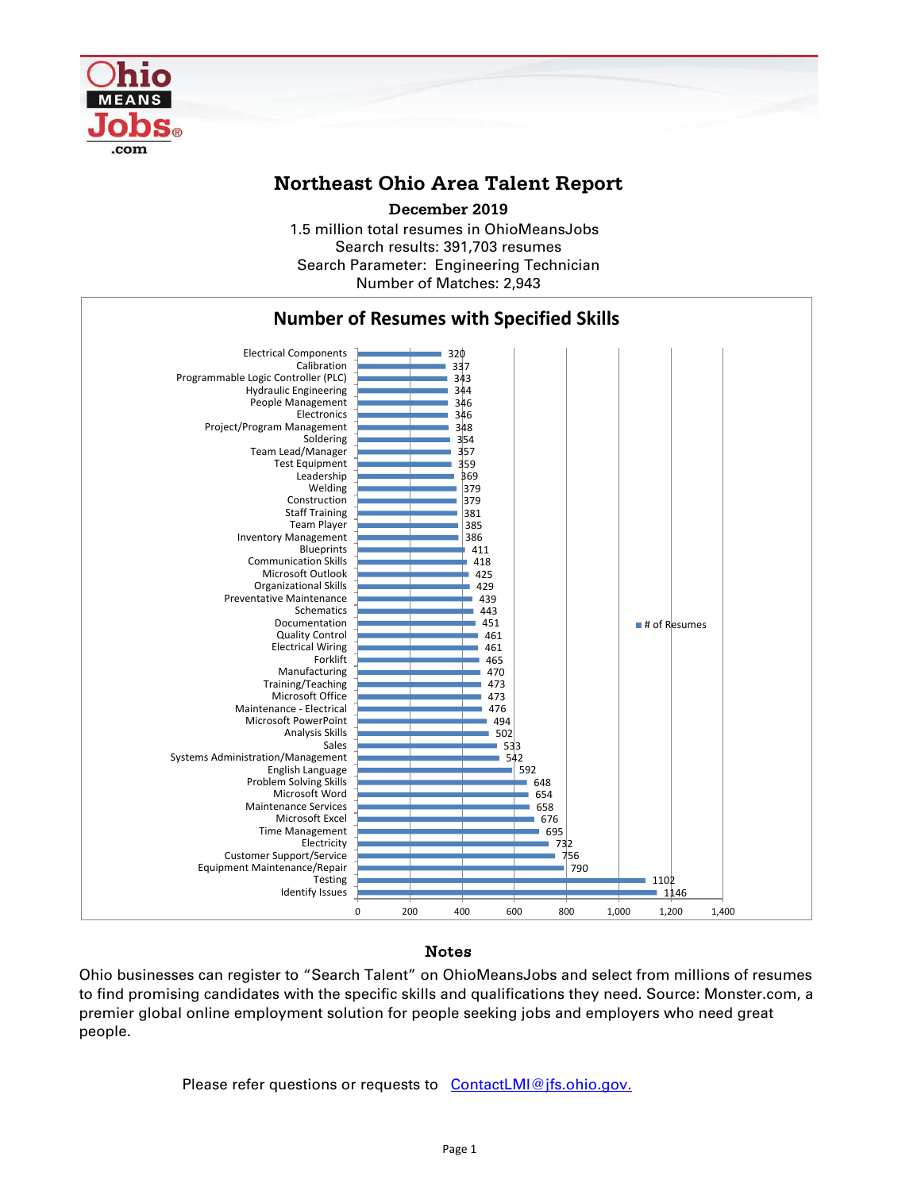# Northeast Ohio Area Talent Report

**December 2019**

1.5 million total resumes in OhioMeansJobs
Search results: 391,703 resumes
Search Parameter: Engineering Technician
Number of Matches: 2,943

## Number of Resumes with Specified Skills

| Skill | # of Resumes |
|---|---|
| Electrical Components | 320 |
| Calibration | 337 |
| Programmable Logic Controller (PLC) | 343 |
| Hydraulic Engineering | 344 |
| People Management | 346 |
| Electronics | 346 |
| Project/Program Management | 348 |
| Soldering | 354 |
| Team Lead/Manager | 357 |
| Test Equipment | 359 |
| Leadership | 369 |
| Welding | 379 |
| Construction | 379 |
| Staff Training | 381 |
| Team Player | 385 |
| Inventory Management | 386 |
| Blueprints | 411 |
| Communication Skills | 418 |
| Microsoft Outlook | 425 |
| Organizational Skills | 429 |
| Preventative Maintenance | 439 |
| Schematics | 443 |
| Documentation | 451 |
| Quality Control | 461 |
| Electrical Wiring | 461 |
| Forklift | 465 |
| Manufacturing | 470 |
| Training/Teaching | 473 |
| Microsoft Office | 473 |
| Maintenance - Electrical | 476 |
| Microsoft PowerPoint | 494 |
| Analysis Skills | 502 |
| Sales | 533 |
| Systems Administration/Management | 542 |
| English Language | 592 |
| Problem Solving Skills | 648 |
| Microsoft Word | 654 |
| Maintenance Services | 658 |
| Microsoft Excel | 676 |
| Time Management | 695 |
| Electricity | 732 |
| Customer Support/Service | 756 |
| Equipment Maintenance/Repair | 790 |
| Testing | 1102 |
| Identify Issues | 1146 |

## Notes

Ohio businesses can register to "Search Talent" on OhioMeansJobs and select from millions of resumes to find promising candidates with the specific skills and qualifications they need. Source: Monster.com, a premier global online employment solution for people seeking jobs and employers who need great people.

Please refer questions or requests to [ContactLMI@jfs.ohio.gov.](mailto:ContactLMI@jfs.ohio.gov)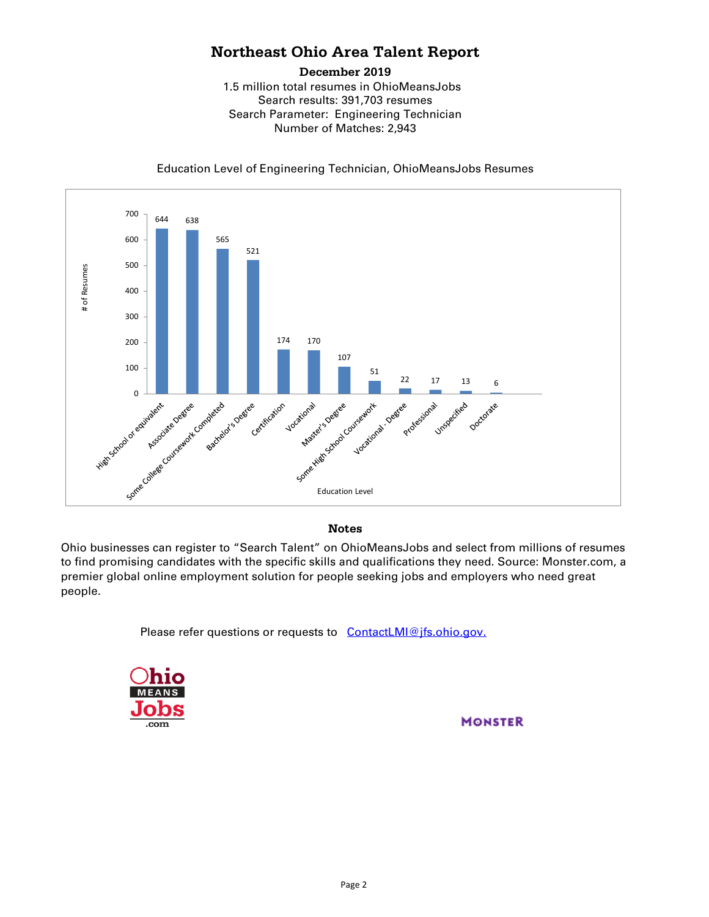# Northeast Ohio Area Talent Report

**December 2019**

1.5 million total resumes in OhioMeansJobs
Search results: 391,703 resumes
Search Parameter: Engineering Technician
Number of Matches: 2,943

Education Level of Engineering Technician, OhioMeansJobs Resumes

# of Resumes

700
600
500
400
300
200
100
0

644
638
565
521
174
170
107
51
22
17
13
6

High School or equivalent
Associate Degree
Some College Coursework Completed
Bachelor's Degree
Certification
Vocational
Master's Degree
Some High School Coursework
Vocational - Degree
Professional
Unspecified
Doctorate

Education Level

## Notes

Ohio businesses can register to "Search Talent" on OhioMeansJobs and select from millions of resumes to find promising candidates with the specific skills and qualifications they need. Source: Monster.com, a premier global online employment solution for people seeking jobs and employers who need great people.

Please refer questions or requests to ContactLMI@jfs.ohio.gov.

Ohio MEANS Jobs .com

MONSTER